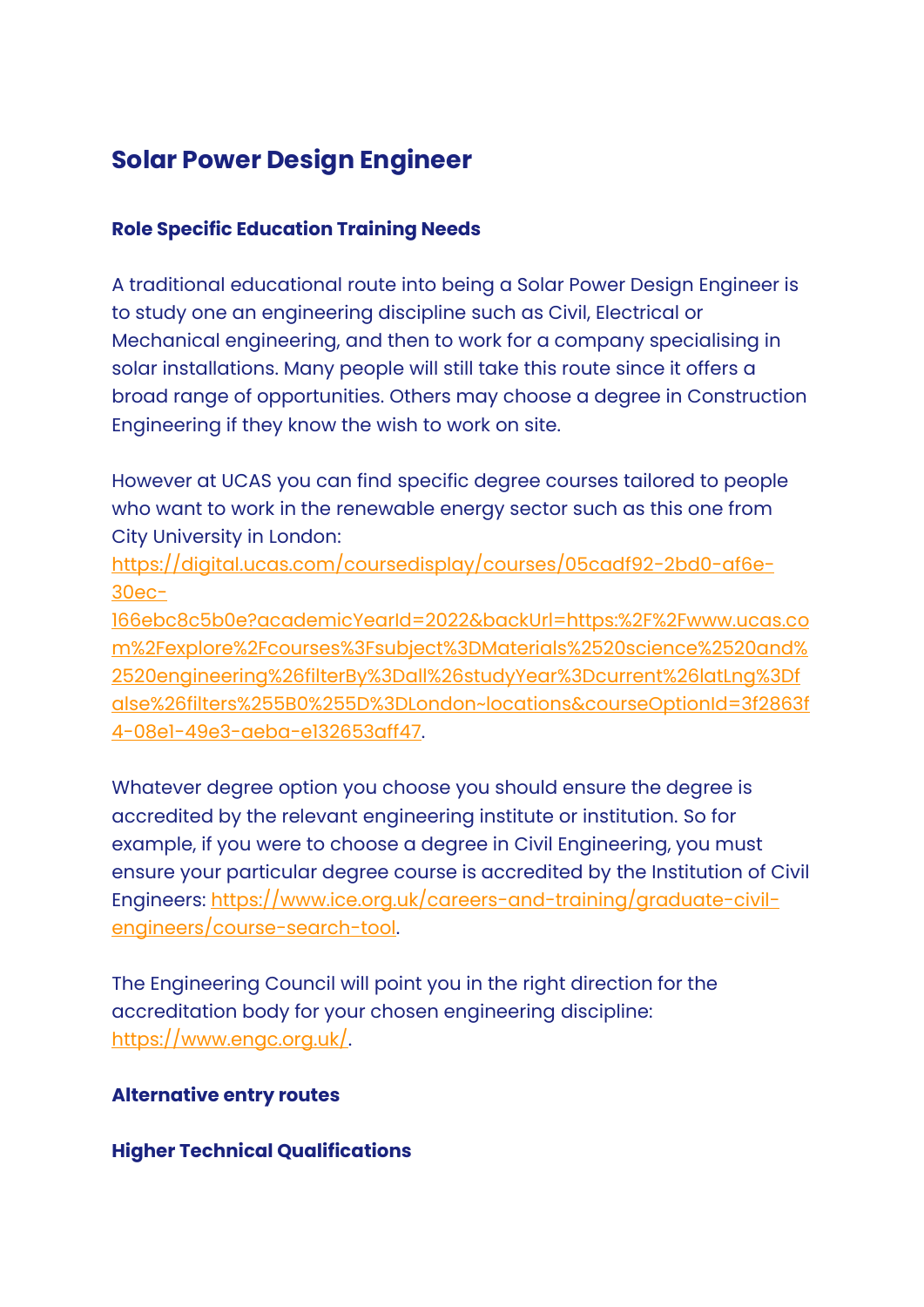# Solar Power Design Engineer

## Role Specific Education Training Needs

A traditional educational route into being a Solar Power Design Engineer is to study one an engineering discipline such as Civil, Electrical or Mechanical engineering, and then to work for a company specialising in solar installations. Many people will still take this route since it offers a broad range of opportunities. Others may choose a degree in Construction Engineering if they know the wish to work on site.

However at UCAS you can find specific degree courses tailored to people who want to work in the renewable energy sector such as this one from City University in London: https://digital.ucas.com/coursedisplay/courses/05cadf92-2bd0-af6e-30ec-166ebc8c5b0e?academicYearId=2022&backUrl=https:%2F%2Fwww.ucas.com%2Fexplore%2Fcourses%3Fsubject%3DMaterials%2520science%2520and%2520engineering%26filterBy%3Dall%26studyYear%3Dcurrent%26latLng%3Dfalse%26filters%255B0%255D%3DLondon~locations&courseOptionId=3f2863f4-08e1-49e3-aeba-e132653aff47.

Whatever degree option you choose you should ensure the degree is accredited by the relevant engineering institute or institution. So for example, if you were to choose a degree in Civil Engineering, you must ensure your particular degree course is accredited by the Institution of Civil Engineers: https://www.ice.org.uk/careers-and-training/graduate-civil-engineers/course-search-tool.

The Engineering Council will point you in the right direction for the accreditation body for your chosen engineering discipline: https://www.engc.org.uk/.

## Alternative entry routes

### Higher Technical Qualifications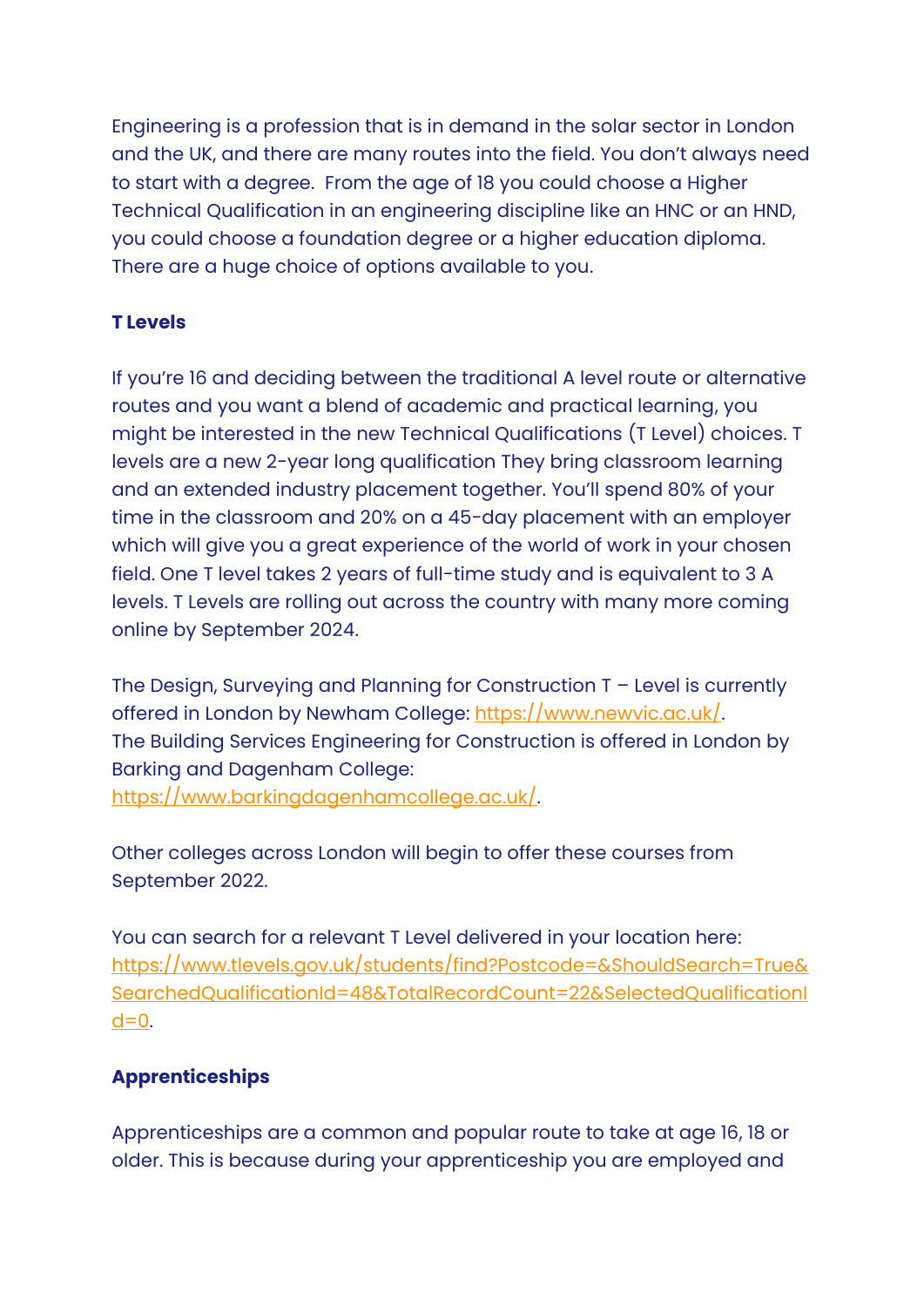Engineering is a profession that is in demand in the solar sector in London and the UK, and there are many routes into the field. You don't always need to start with a degree.  From the age of 18 you could choose a Higher Technical Qualification in an engineering discipline like an HNC or an HND, you could choose a foundation degree or a higher education diploma. There are a huge choice of options available to you.

**T Levels**

If you're 16 and deciding between the traditional A level route or alternative routes and you want a blend of academic and practical learning, you might be interested in the new Technical Qualifications (T Level) choices. T levels are a new 2-year long qualification They bring classroom learning and an extended industry placement together. You'll spend 80% of your time in the classroom and 20% on a 45-day placement with an employer which will give you a great experience of the world of work in your chosen field. One T level takes 2 years of full-time study and is equivalent to 3 A levels. T Levels are rolling out across the country with many more coming online by September 2024.

The Design, Surveying and Planning for Construction T – Level is currently offered in London by Newham College: https://www.newvic.ac.uk/.
The Building Services Engineering for Construction is offered in London by Barking and Dagenham College: https://www.barkingdagenhamcollege.ac.uk/.

Other colleges across London will begin to offer these courses from September 2022.

You can search for a relevant T Level delivered in your location here: https://www.tlevels.gov.uk/students/find?Postcode=&ShouldSearch=True&SearchedQualificationId=48&TotalRecordCount=22&SelectedQualificationId=0.

**Apprenticeships**

Apprenticeships are a common and popular route to take at age 16, 18 or older. This is because during your apprenticeship you are employed and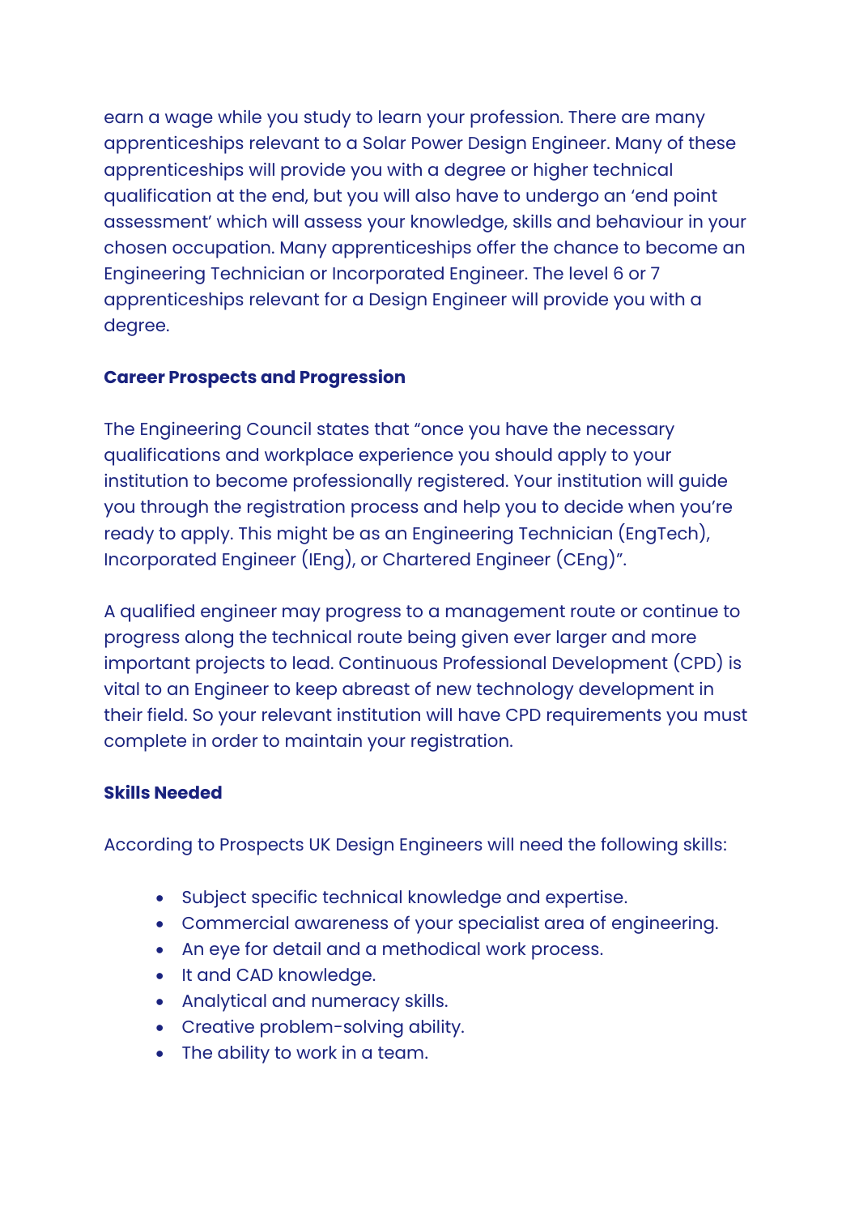earn a wage while you study to learn your profession. There are many apprenticeships relevant to a Solar Power Design Engineer. Many of these apprenticeships will provide you with a degree or higher technical qualification at the end, but you will also have to undergo an 'end point assessment' which will assess your knowledge, skills and behaviour in your chosen occupation. Many apprenticeships offer the chance to become an Engineering Technician or Incorporated Engineer. The level 6 or 7 apprenticeships relevant for a Design Engineer will provide you with a degree.

**Career Prospects and Progression**

The Engineering Council states that "once you have the necessary qualifications and workplace experience you should apply to your institution to become professionally registered. Your institution will guide you through the registration process and help you to decide when you're ready to apply. This might be as an Engineering Technician (EngTech), Incorporated Engineer (IEng), or Chartered Engineer (CEng)".

A qualified engineer may progress to a management route or continue to progress along the technical route being given ever larger and more important projects to lead. Continuous Professional Development (CPD) is vital to an Engineer to keep abreast of new technology development in their field. So your relevant institution will have CPD requirements you must complete in order to maintain your registration.

**Skills Needed**

According to Prospects UK Design Engineers will need the following skills:

- Subject specific technical knowledge and expertise.
- Commercial awareness of your specialist area of engineering.
- An eye for detail and a methodical work process.
- It and CAD knowledge.
- Analytical and numeracy skills.
- Creative problem-solving ability.
- The ability to work in a team.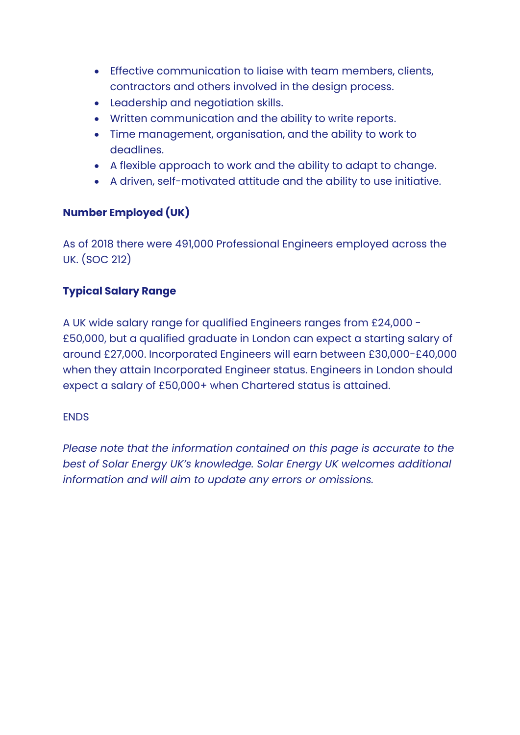- Effective communication to liaise with team members, clients, contractors and others involved in the design process.
- Leadership and negotiation skills.
- Written communication and the ability to write reports.
- Time management, organisation, and the ability to work to deadlines.
- A flexible approach to work and the ability to adapt to change.
- A driven, self-motivated attitude and the ability to use initiative.

**Number Employed (UK)**

As of 2018 there were 491,000 Professional Engineers employed across the UK. (SOC 212)

**Typical Salary Range**

A UK wide salary range for qualified Engineers ranges from £24,000 - £50,000, but a qualified graduate in London can expect a starting salary of around £27,000. Incorporated Engineers will earn between £30,000-£40,000 when they attain Incorporated Engineer status. Engineers in London should expect a salary of £50,000+ when Chartered status is attained.

ENDS

*Please note that the information contained on this page is accurate to the best of Solar Energy UK's knowledge. Solar Energy UK welcomes additional information and will aim to update any errors or omissions.*